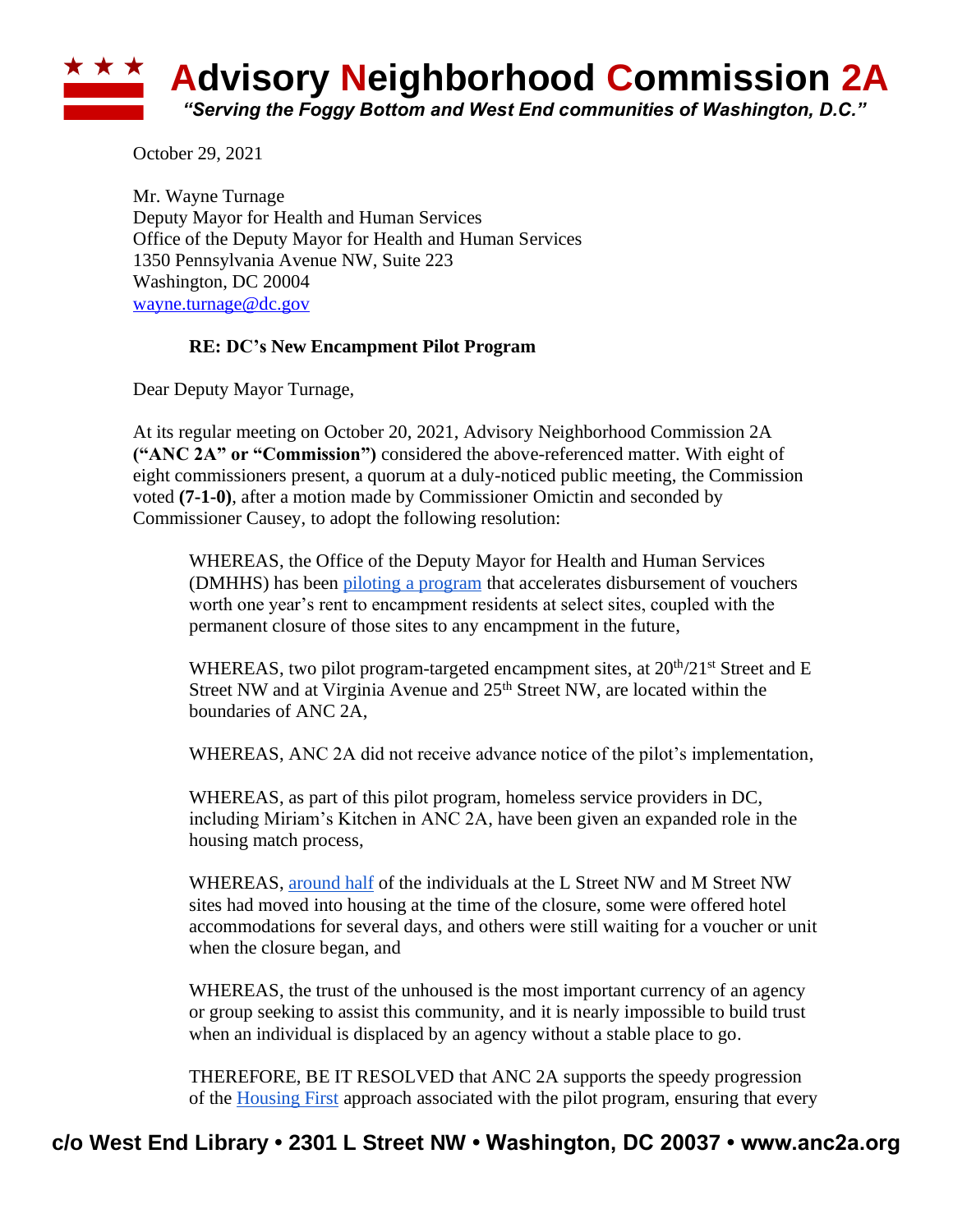# Advisory Neighborhood Commission 2A

*"Serving the Foggy Bottom and West End communities of Washington, D.C."*

October 29, 2021

Mr. Wayne Turnage
Deputy Mayor for Health and Human Services
Office of the Deputy Mayor for Health and Human Services
1350 Pennsylvania Avenue NW, Suite 223
Washington, DC 20004
wayne.turnage@dc.gov

**RE: DC's New Encampment Pilot Program**

Dear Deputy Mayor Turnage,

At its regular meeting on October 20, 2021, Advisory Neighborhood Commission 2A **("ANC 2A" or "Commission")** considered the above-referenced matter. With eight of eight commissioners present, a quorum at a duly-noticed public meeting, the Commission voted **(7-1-0)**, after a motion made by Commissioner Omictin and seconded by Commissioner Causey, to adopt the following resolution:

> WHEREAS, the Office of the Deputy Mayor for Health and Human Services (DMHHS) has been piloting a program that accelerates disbursement of vouchers worth one year's rent to encampment residents at select sites, coupled with the permanent closure of those sites to any encampment in the future,
>
> WHEREAS, two pilot program-targeted encampment sites, at 20th/21st Street and E Street NW and at Virginia Avenue and 25th Street NW, are located within the boundaries of ANC 2A,
>
> WHEREAS, ANC 2A did not receive advance notice of the pilot's implementation,
>
> WHEREAS, as part of this pilot program, homeless service providers in DC, including Miriam's Kitchen in ANC 2A, have been given an expanded role in the housing match process,
>
> WHEREAS, around half of the individuals at the L Street NW and M Street NW sites had moved into housing at the time of the closure, some were offered hotel accommodations for several days, and others were still waiting for a voucher or unit when the closure began, and
>
> WHEREAS, the trust of the unhoused is the most important currency of an agency or group seeking to assist this community, and it is nearly impossible to build trust when an individual is displaced by an agency without a stable place to go.
>
> THEREFORE, BE IT RESOLVED that ANC 2A supports the speedy progression of the Housing First approach associated with the pilot program, ensuring that every

**c/o West End Library • 2301 L Street NW • Washington, DC 20037 • www.anc2a.org**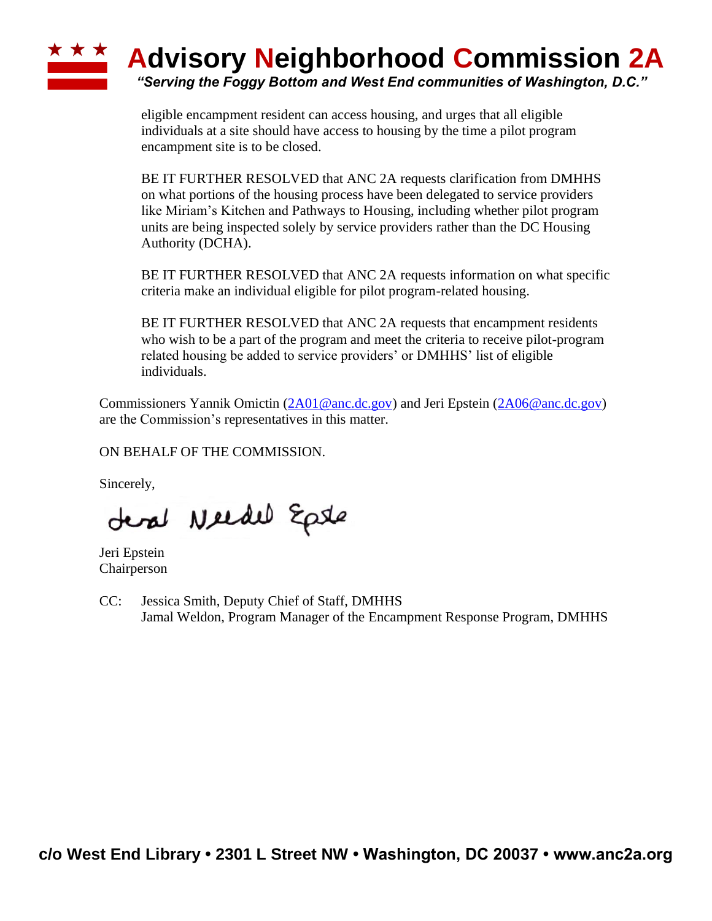eligible encampment resident can access housing, and urges that all eligible individuals at a site should have access to housing by the time a pilot program encampment site is to be closed.

BE IT FURTHER RESOLVED that ANC 2A requests clarification from DMHHS on what portions of the housing process have been delegated to service providers like Miriam's Kitchen and Pathways to Housing, including whether pilot program units are being inspected solely by service providers rather than the DC Housing Authority (DCHA).

BE IT FURTHER RESOLVED that ANC 2A requests information on what specific criteria make an individual eligible for pilot program-related housing.

BE IT FURTHER RESOLVED that ANC 2A requests that encampment residents who wish to be a part of the program and meet the criteria to receive pilot-program related housing be added to service providers' or DMHHS' list of eligible individuals.

Commissioners Yannik Omictin (2A01@anc.dc.gov) and Jeri Epstein (2A06@anc.dc.gov) are the Commission's representatives in this matter.

ON BEHALF OF THE COMMISSION.

Sincerely,

Jeri Epstein
Chairperson

CC: Jessica Smith, Deputy Chief of Staff, DMHHS
Jamal Weldon, Program Manager of the Encampment Response Program, DMHHS